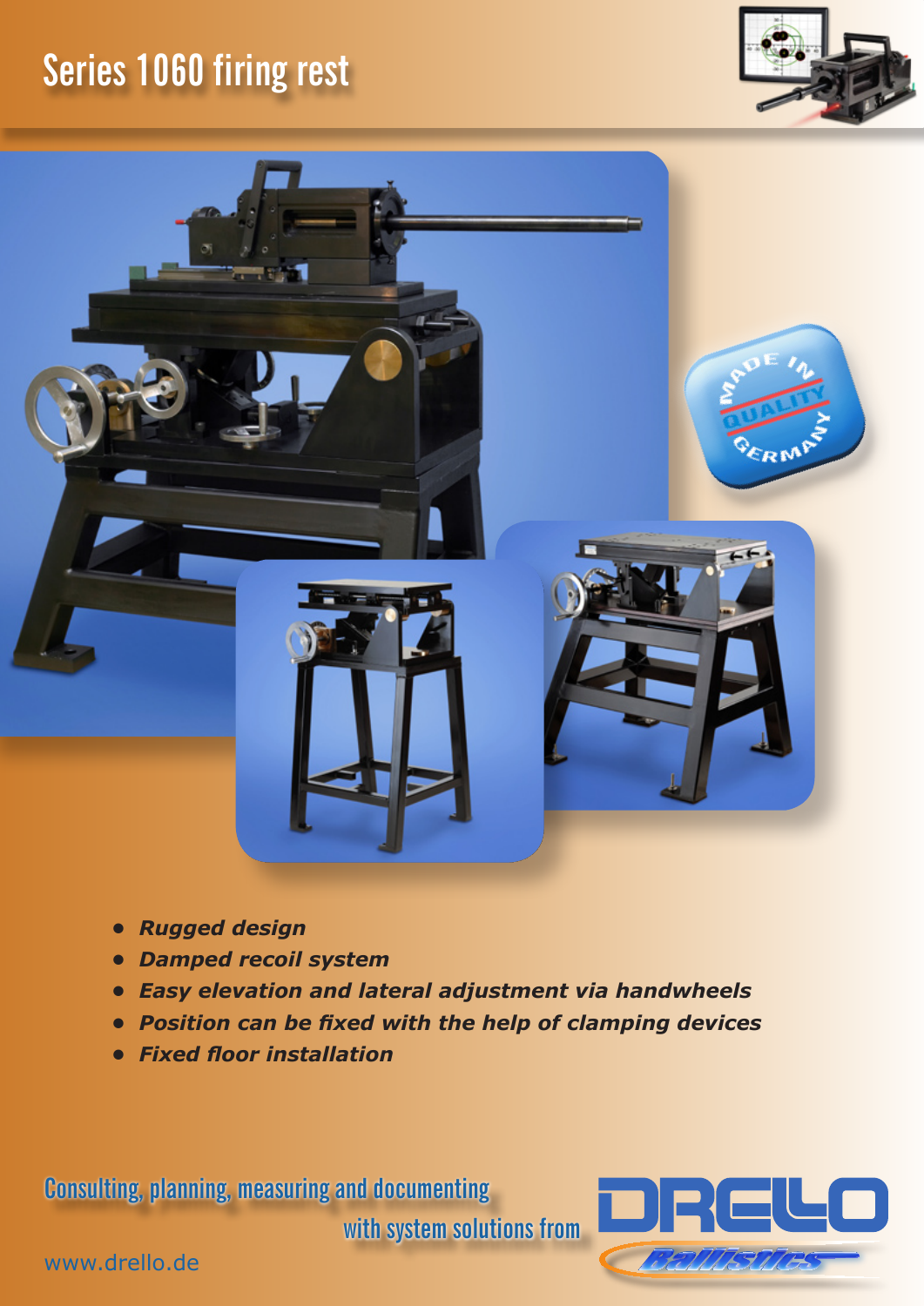# Series 1060 firing rest

- *Rugged design*
- *Damped recoil system*
- *Easy elevation and lateral adjustment via handwheels*
- *Position can be fixed with the help of clamping devices*
- *Fixed floor installation*

Consulting, planning, measuring and documenting with system solutions from

DRELLO Ballistics

www.drello.de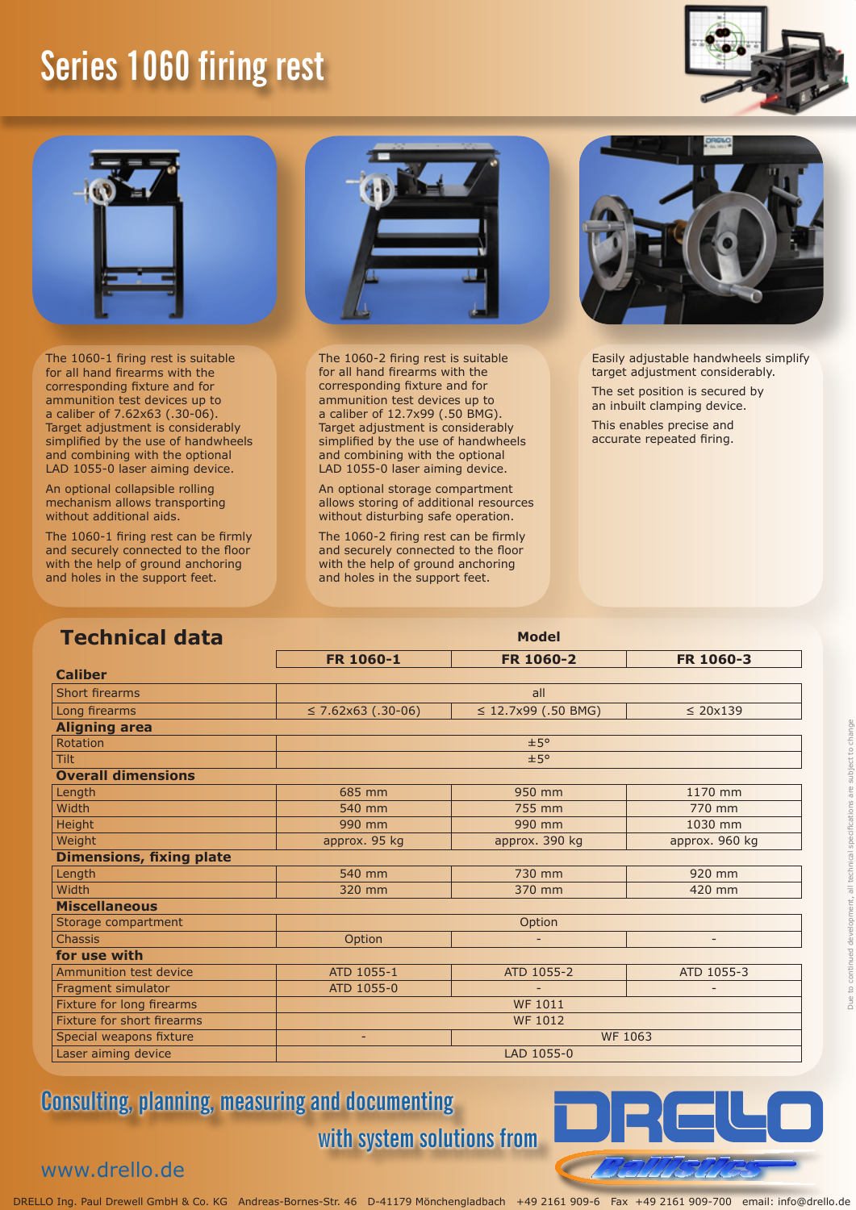# Series 1060 firing rest

The 1060-1 firing rest is suitable for all hand firearms with the corresponding fixture and for ammunition test devices up to a caliber of 7.62x63 (.30-06). Target adjustment is considerably simplified by the use of handwheels and combining with the optional LAD 1055-0 laser aiming device.

An optional collapsible rolling mechanism allows transporting without additional aids.

The 1060-1 firing rest can be firmly and securely connected to the floor with the help of ground anchoring and holes in the support feet.

The 1060-2 firing rest is suitable for all hand firearms with the corresponding fixture and for ammunition test devices up to a caliber of 12.7x99 (.50 BMG). Target adjustment is considerably simplified by the use of handwheels and combining with the optional LAD 1055-0 laser aiming device.

An optional storage compartment allows storing of additional resources without disturbing safe operation.

The 1060-2 firing rest can be firmly and securely connected to the floor with the help of ground anchoring and holes in the support feet.

Easily adjustable handwheels simplify target adjustment considerably.

The set position is secured by an inbuilt clamping device.

This enables precise and accurate repeated firing.

## Technical data

| | Model | | |
|---|---|---|---|
| | **FR 1060-1** | **FR 1060-2** | **FR 1060-3** |
| **Caliber** | | | |
| Short firearms | all | | |
| Long firearms | ≤ 7.62x63 (.30-06) | ≤ 12.7x99 (.50 BMG) | ≤ 20x139 |
| **Aligning area** | | | |
| Rotation | ±5° | | |
| Tilt | ±5° | | |
| **Overall dimensions** | | | |
| Length | 685 mm | 950 mm | 1170 mm |
| Width | 540 mm | 755 mm | 770 mm |
| Height | 990 mm | 990 mm | 1030 mm |
| Weight | approx. 95 kg | approx. 390 kg | approx. 960 kg |
| **Dimensions, fixing plate** | | | |
| Length | 540 mm | 730 mm | 920 mm |
| Width | 320 mm | 370 mm | 420 mm |
| **Miscellaneous** | | | |
| Storage compartment | Option | | |
| Chassis | Option | - | - |
| **for use with** | | | |
| Ammunition test device | ATD 1055-1 | ATD 1055-2 | ATD 1055-3 |
| Fragment simulator | ATD 1055-0 | - | - |
| Fixture for long firearms | WF 1011 | | |
| Fixture for short firearms | WF 1012 | | |
| Special weapons fixture | - | WF 1063 | |
| Laser aiming device | LAD 1055-0 | | |

Due to continued development, all technical specifications are subject to change

**Consulting, planning, measuring and documenting with system solutions from**

DRELLO Ballistics

www.drello.de

DRELLO Ing. Paul Drewell GmbH & Co. KG Andreas-Bornes-Str. 46 D-41179 Mönchengladbach +49 2161 909-6 Fax +49 2161 909-700 email: info@drello.de